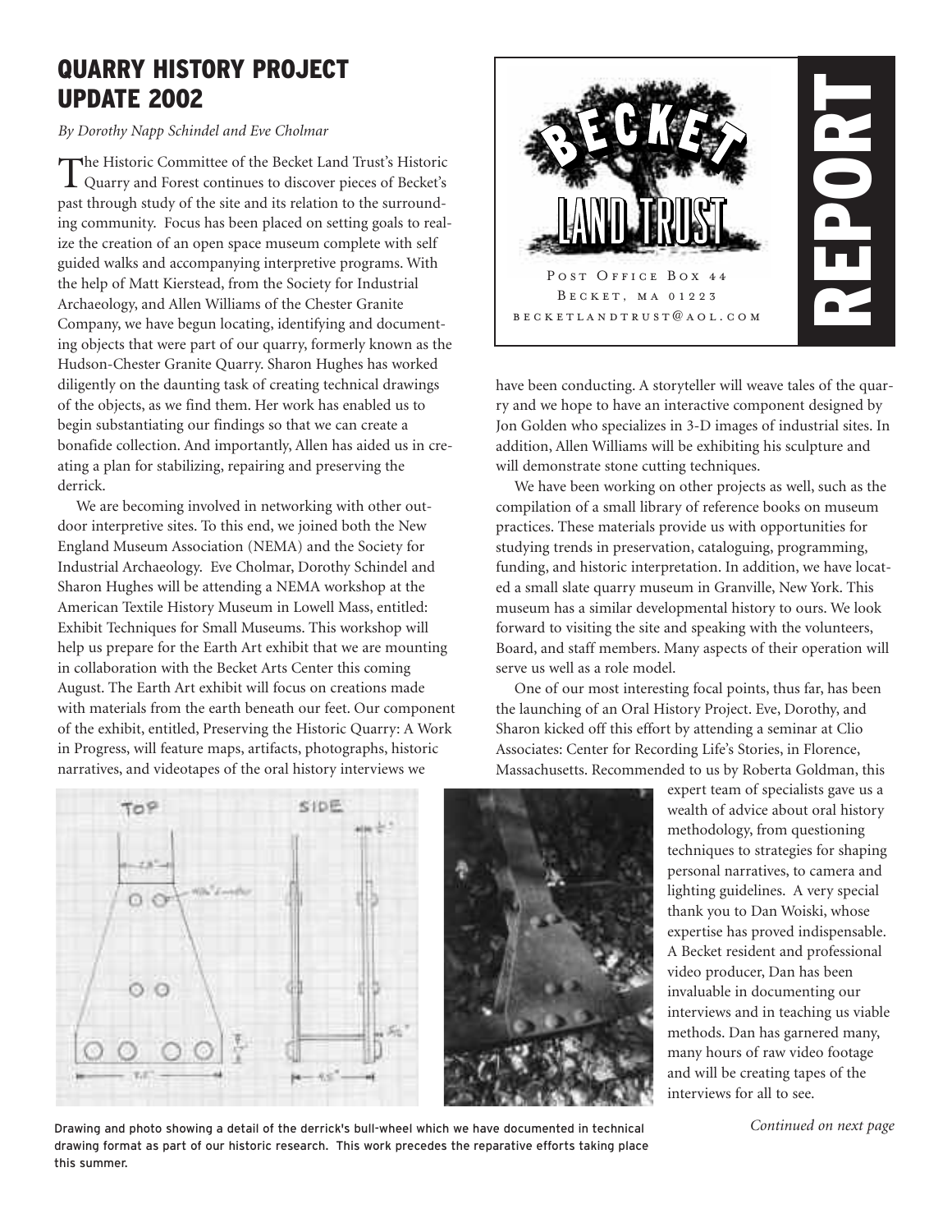# QUARRY HISTORY PROJECT UPDATE 2002

*By Dorothy Napp Schindel and Eve Cholmar*

The Historic Committee of the Becket Land Trust's Historic Quarry and Forest continues to discover pieces of Becket's past through study of the site and its relation to the surrounding community. Focus has been placed on setting goals to realize the creation of an open space museum complete with self guided walks and accompanying interpretive programs. With the help of Matt Kierstead, from the Society for Industrial Archaeology, and Allen Williams of the Chester Granite Company, we have begun locating, identifying and documenting objects that were part of our quarry, formerly known as the Hudson-Chester Granite Quarry. Sharon Hughes has worked diligently on the daunting task of creating technical drawings of the objects, as we find them. Her work has enabled us to begin substantiating our findings so that we can create a bonafide collection. And importantly, Allen has aided us in creating a plan for stabilizing, repairing and preserving the derrick.

We are becoming involved in networking with other outdoor interpretive sites. To this end, we joined both the New England Museum Association (NEMA) and the Society for Industrial Archaeology. Eve Cholmar, Dorothy Schindel and Sharon Hughes will be attending a NEMA workshop at the American Textile History Museum in Lowell Mass, entitled: Exhibit Techniques for Small Museums. This workshop will help us prepare for the Earth Art exhibit that we are mounting in collaboration with the Becket Arts Center this coming August. The Earth Art exhibit will focus on creations made with materials from the earth beneath our feet. Our component of the exhibit, entitled, Preserving the Historic Quarry: A Work in Progress, will feature maps, artifacts, photographs, historic narratives, and videotapes of the oral history interviews we have been conducting. A storyteller will weave tales of the quarry and we hope to have an interactive component designed by Jon Golden who specializes in 3-D images of industrial sites. In addition, Allen Williams will be exhibiting his sculpture and will demonstrate stone cutting techniques.

BECKET LAND TRUST

POST OFFICE BOX 44
BECKET, MA 01223
becketlandtrust@aol.com

REPORT

We have been working on other projects as well, such as the compilation of a small library of reference books on museum practices. These materials provide us with opportunities for studying trends in preservation, cataloguing, programming, funding, and historic interpretation. In addition, we have located a small slate quarry museum in Granville, New York. This museum has a similar developmental history to ours. We look forward to visiting the site and speaking with the volunteers, Board, and staff members. Many aspects of their operation will serve us well as a role model.

One of our most interesting focal points, thus far, has been the launching of an Oral History Project. Eve, Dorothy, and Sharon kicked off this effort by attending a seminar at Clio Associates: Center for Recording Life's Stories, in Florence, Massachusetts. Recommended to us by Roberta Goldman, this expert team of specialists gave us a wealth of advice about oral history methodology, from questioning techniques to strategies for shaping personal narratives, to camera and lighting guidelines. A very special thank you to Dan Woiski, whose expertise has proved indispensable. A Becket resident and professional video producer, Dan has been invaluable in documenting our interviews and in teaching us viable methods. Dan has garnered many, many hours of raw video footage and will be creating tapes of the interviews for all to see.

Drawing and photo showing a detail of the derrick's bull-wheel which we have documented in technical drawing format as part of our historic research. This work precedes the reparative efforts taking place this summer.

*Continued on next page*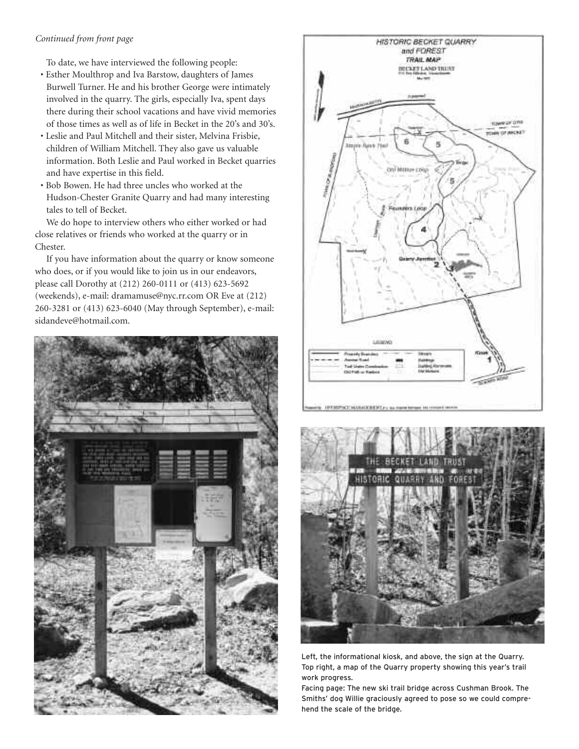*Continued from front page*

To date, we have interviewed the following people:

- Esther Moulthrop and Iva Barstow, daughters of James Burwell Turner. He and his brother George were intimately involved in the quarry. The girls, especially Iva, spent days there during their school vacations and have vivid memories of those times as well as of life in Becket in the 20's and 30's.
- Leslie and Paul Mitchell and their sister, Melvina Frisbie, children of William Mitchell. They also gave us valuable information. Both Leslie and Paul worked in Becket quarries and have expertise in this field.
- Bob Bowen. He had three uncles who worked at the Hudson-Chester Granite Quarry and had many interesting tales to tell of Becket.

We do hope to interview others who either worked or had close relatives or friends who worked at the quarry or in Chester.

If you have information about the quarry or know someone who does, or if you would like to join us in our endeavors, please call Dorothy at (212) 260-0111 or (413) 623-5692 (weekends), e-mail: dramamuse@nyc.rr.com OR Eve at (212) 260-3281 or (413) 623-6040 (May through September), e-mail: sidandeve@hotmail.com.

Left, the informational kiosk, and above, the sign at the Quarry. Top right, a map of the Quarry property showing this year's trail work progress.

Facing page: The new ski trail bridge across Cushman Brook. The Smiths' dog Willie graciously agreed to pose so we could comprehend the scale of the bridge.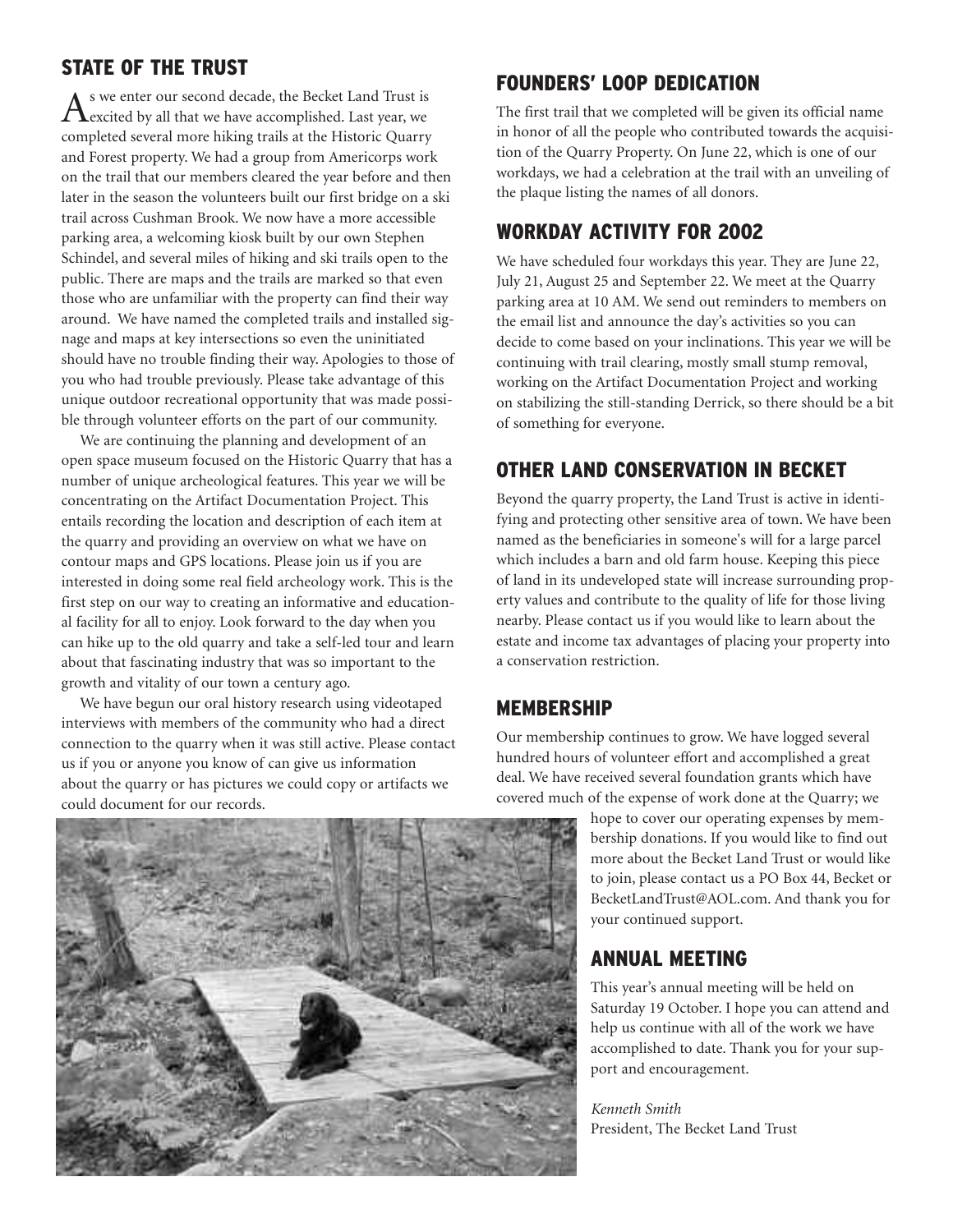## STATE OF THE TRUST

As we enter our second decade, the Becket Land Trust is excited by all that we have accomplished. Last year, we completed several more hiking trails at the Historic Quarry and Forest property. We had a group from Americorps work on the trail that our members cleared the year before and then later in the season the volunteers built our first bridge on a ski trail across Cushman Brook. We now have a more accessible parking area, a welcoming kiosk built by our own Stephen Schindel, and several miles of hiking and ski trails open to the public. There are maps and the trails are marked so that even those who are unfamiliar with the property can find their way around. We have named the completed trails and installed signage and maps at key intersections so even the uninitiated should have no trouble finding their way. Apologies to those of you who had trouble previously. Please take advantage of this unique outdoor recreational opportunity that was made possible through volunteer efforts on the part of our community.

We are continuing the planning and development of an open space museum focused on the Historic Quarry that has a number of unique archeological features. This year we will be concentrating on the Artifact Documentation Project. This entails recording the location and description of each item at the quarry and providing an overview on what we have on contour maps and GPS locations. Please join us if you are interested in doing some real field archeology work. This is the first step on our way to creating an informative and educational facility for all to enjoy. Look forward to the day when you can hike up to the old quarry and take a self-led tour and learn about that fascinating industry that was so important to the growth and vitality of our town a century ago.

We have begun our oral history research using videotaped interviews with members of the community who had a direct connection to the quarry when it was still active. Please contact us if you or anyone you know of can give us information about the quarry or has pictures we could copy or artifacts we could document for our records.

## FOUNDERS' LOOP DEDICATION

The first trail that we completed will be given its official name in honor of all the people who contributed towards the acquisition of the Quarry Property. On June 22, which is one of our workdays, we had a celebration at the trail with an unveiling of the plaque listing the names of all donors.

## WORKDAY ACTIVITY FOR 2002

We have scheduled four workdays this year. They are June 22, July 21, August 25 and September 22. We meet at the Quarry parking area at 10 AM. We send out reminders to members on the email list and announce the day's activities so you can decide to come based on your inclinations. This year we will be continuing with trail clearing, mostly small stump removal, working on the Artifact Documentation Project and working on stabilizing the still-standing Derrick, so there should be a bit of something for everyone.

## OTHER LAND CONSERVATION IN BECKET

Beyond the quarry property, the Land Trust is active in identifying and protecting other sensitive area of town. We have been named as the beneficiaries in someone's will for a large parcel which includes a barn and old farm house. Keeping this piece of land in its undeveloped state will increase surrounding property values and contribute to the quality of life for those living nearby. Please contact us if you would like to learn about the estate and income tax advantages of placing your property into a conservation restriction.

## MEMBERSHIP

Our membership continues to grow. We have logged several hundred hours of volunteer effort and accomplished a great deal. We have received several foundation grants which have covered much of the expense of work done at the Quarry; we hope to cover our operating expenses by membership donations. If you would like to find out more about the Becket Land Trust or would like to join, please contact us a PO Box 44, Becket or BecketLandTrust@AOL.com. And thank you for your continued support.

## ANNUAL MEETING

This year's annual meeting will be held on Saturday 19 October. I hope you can attend and help us continue with all of the work we have accomplished to date. Thank you for your support and encouragement.

*Kenneth Smith*
President, The Becket Land Trust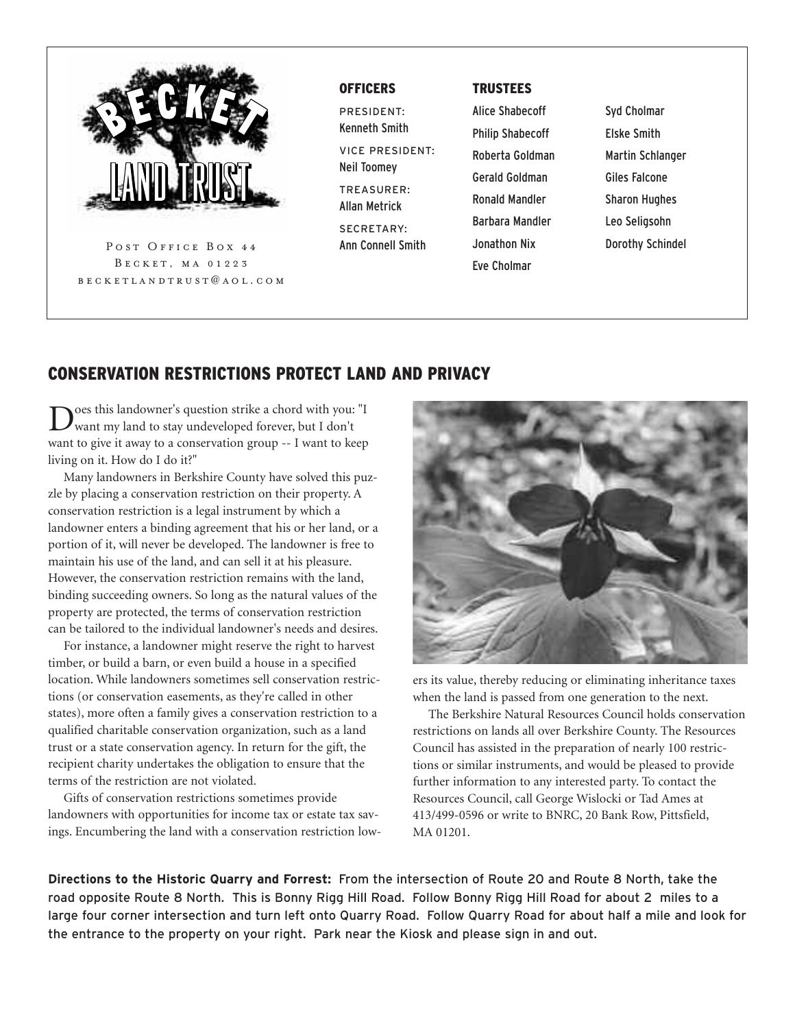BECKET LAND TRUST

Post Office Box 44
Becket, MA 01223
becketlandtrust@aol.com

**OFFICERS**

PRESIDENT:
Kenneth Smith

VICE PRESIDENT:
Neil Toomey

TREASURER:
Allan Metrick

SECRETARY:
Ann Connell Smith

**TRUSTEES**

Alice Shabecoff
Philip Shabecoff
Roberta Goldman
Gerald Goldman
Ronald Mandler
Barbara Mandler
Jonathon Nix
Eve Cholmar
Syd Cholmar
Elske Smith
Martin Schlanger
Giles Falcone
Sharon Hughes
Leo Seligsohn
Dorothy Schindel

## CONSERVATION RESTRICTIONS PROTECT LAND AND PRIVACY

Does this landowner's question strike a chord with you: "I want my land to stay undeveloped forever, but I don't want to give it away to a conservation group -- I want to keep living on it. How do I do it?"

Many landowners in Berkshire County have solved this puzzle by placing a conservation restriction on their property. A conservation restriction is a legal instrument by which a landowner enters a binding agreement that his or her land, or a portion of it, will never be developed. The landowner is free to maintain his use of the land, and can sell it at his pleasure. However, the conservation restriction remains with the land, binding succeeding owners. So long as the natural values of the property are protected, the terms of conservation restriction can be tailored to the individual landowner's needs and desires.

For instance, a landowner might reserve the right to harvest timber, or build a barn, or even build a house in a specified location. While landowners sometimes sell conservation restrictions (or conservation easements, as they're called in other states), more often a family gives a conservation restriction to a qualified charitable conservation organization, such as a land trust or a state conservation agency. In return for the gift, the recipient charity undertakes the obligation to ensure that the terms of the restriction are not violated.

Gifts of conservation restrictions sometimes provide landowners with opportunities for income tax or estate tax savings. Encumbering the land with a conservation restriction lowers its value, thereby reducing or eliminating inheritance taxes when the land is passed from one generation to the next.

The Berkshire Natural Resources Council holds conservation restrictions on lands all over Berkshire County. The Resources Council has assisted in the preparation of nearly 100 restrictions or similar instruments, and would be pleased to provide further information to any interested party. To contact the Resources Council, call George Wislocki or Tad Ames at 413/499-0596 or write to BNRC, 20 Bank Row, Pittsfield, MA 01201.

**Directions to the Historic Quarry and Forrest:** From the intersection of Route 20 and Route 8 North, take the road opposite Route 8 North. This is Bonny Rigg Hill Road. Follow Bonny Rigg Hill Road for about 2 miles to a large four corner intersection and turn left onto Quarry Road. Follow Quarry Road for about half a mile and look for the entrance to the property on your right. Park near the Kiosk and please sign in and out.